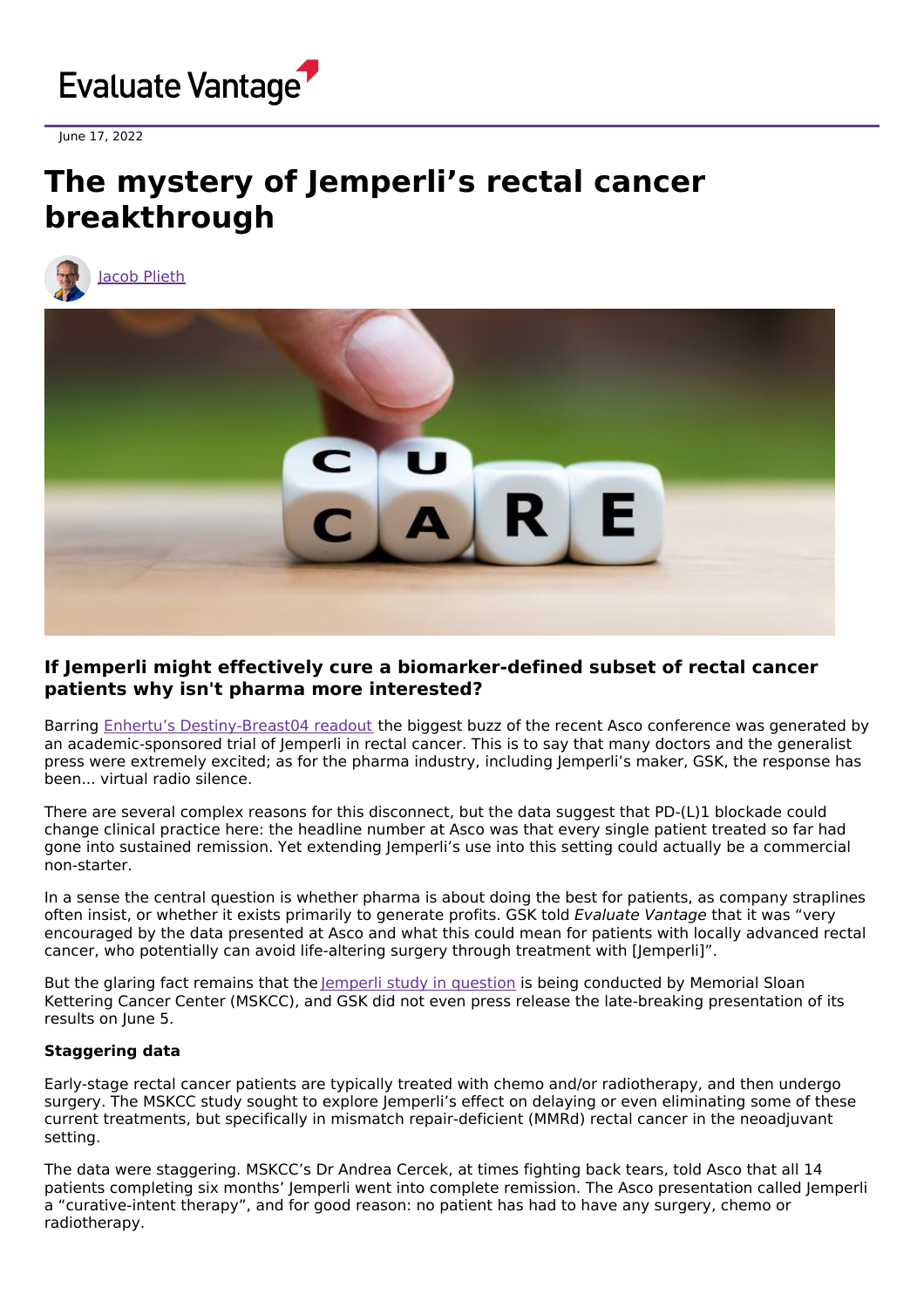June 17, 2022

# The mystery of Jemperli's rectal cancer breakthrough

Jacob Plieth

**If Jemperli might effectively cure a biomarker-defined subset of rectal cancer patients why isn't pharma more interested?**

Barring Enhertu's Destiny-Breast04 readout the biggest buzz of the recent Asco conference was generated by an academic-sponsored trial of Jemperli in rectal cancer. This is to say that many doctors and the generalist press were extremely excited; as for the pharma industry, including Jemperli's maker, GSK, the response has been... virtual radio silence.

There are several complex reasons for this disconnect, but the data suggest that PD-(L)1 blockade could change clinical practice here: the headline number at Asco was that every single patient treated so far had gone into sustained remission. Yet extending Jemperli's use into this setting could actually be a commercial non-starter.

In a sense the central question is whether pharma is about doing the best for patients, as company straplines often insist, or whether it exists primarily to generate profits. GSK told *Evaluate Vantage* that it was "very encouraged by the data presented at Asco and what this could mean for patients with locally advanced rectal cancer, who potentially can avoid life-altering surgery through treatment with [Jemperli]".

But the glaring fact remains that the Jemperli study in question is being conducted by Memorial Sloan Kettering Cancer Center (MSKCC), and GSK did not even press release the late-breaking presentation of its results on June 5.

**Staggering data**

Early-stage rectal cancer patients are typically treated with chemo and/or radiotherapy, and then undergo surgery. The MSKCC study sought to explore Jemperli's effect on delaying or even eliminating some of these current treatments, but specifically in mismatch repair-deficient (MMRd) rectal cancer in the neoadjuvant setting.

The data were staggering. MSKCC's Dr Andrea Cercek, at times fighting back tears, told Asco that all 14 patients completing six months' Jemperli went into complete remission. The Asco presentation called Jemperli a "curative-intent therapy", and for good reason: no patient has had to have any surgery, chemo or radiotherapy.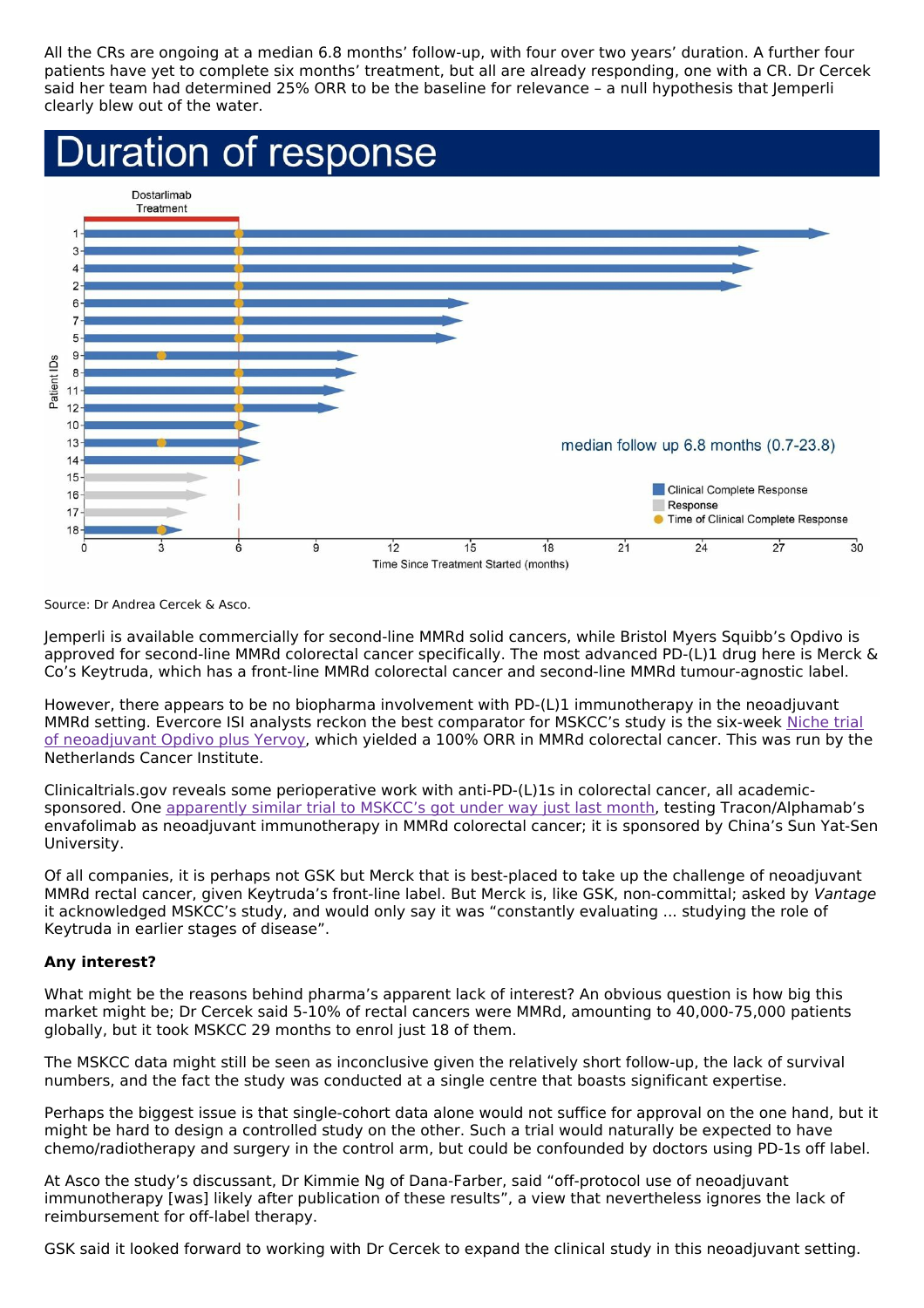All the CRs are ongoing at a median 6.8 months' follow-up, with four over two years' duration. A further four patients have yet to complete six months' treatment, but all are already responding, one with a CR. Dr Cercek said her team had determined 25% ORR to be the baseline for relevance – a null hypothesis that Jemperli clearly blew out of the water.

**Duration of response**

Source: Dr Andrea Cercek & Asco.

Jemperli is available commercially for second-line MMRd solid cancers, while Bristol Myers Squibb's Opdivo is approved for second-line MMRd colorectal cancer specifically. The most advanced PD-(L)1 drug here is Merck & Co's Keytruda, which has a front-line MMRd colorectal cancer and second-line MMRd tumour-agnostic label.

However, there appears to be no biopharma involvement with PD-(L)1 immunotherapy in the neoadjuvant MMRd setting. Evercore ISI analysts reckon the best comparator for MSKCC's study is the six-week Niche trial of neoadjuvant Opdivo plus Yervoy, which yielded a 100% ORR in MMRd colorectal cancer. This was run by the Netherlands Cancer Institute.

Clinicaltrials.gov reveals some perioperative work with anti-PD-(L)1s in colorectal cancer, all academic-sponsored. One apparently similar trial to MSKCC's got under way just last month, testing Tracon/Alphamab's envafolimab as neoadjuvant immunotherapy in MMRd colorectal cancer; it is sponsored by China's Sun Yat-Sen University.

Of all companies, it is perhaps not GSK but Merck that is best-placed to take up the challenge of neoadjuvant MMRd rectal cancer, given Keytruda's front-line label. But Merck is, like GSK, non-committal; asked by *Vantage* it acknowledged MSKCC's study, and would only say it was "constantly evaluating ... studying the role of Keytruda in earlier stages of disease".

**Any interest?**

What might be the reasons behind pharma's apparent lack of interest? An obvious question is how big this market might be; Dr Cercek said 5-10% of rectal cancers were MMRd, amounting to 40,000-75,000 patients globally, but it took MSKCC 29 months to enrol just 18 of them.

The MSKCC data might still be seen as inconclusive given the relatively short follow-up, the lack of survival numbers, and the fact the study was conducted at a single centre that boasts significant expertise.

Perhaps the biggest issue is that single-cohort data alone would not suffice for approval on the one hand, but it might be hard to design a controlled study on the other. Such a trial would naturally be expected to have chemo/radiotherapy and surgery in the control arm, but could be confounded by doctors using PD-1s off label.

At Asco the study's discussant, Dr Kimmie Ng of Dana-Farber, said "off-protocol use of neoadjuvant immunotherapy [was] likely after publication of these results", a view that nevertheless ignores the lack of reimbursement for off-label therapy.

GSK said it looked forward to working with Dr Cercek to expand the clinical study in this neoadjuvant setting.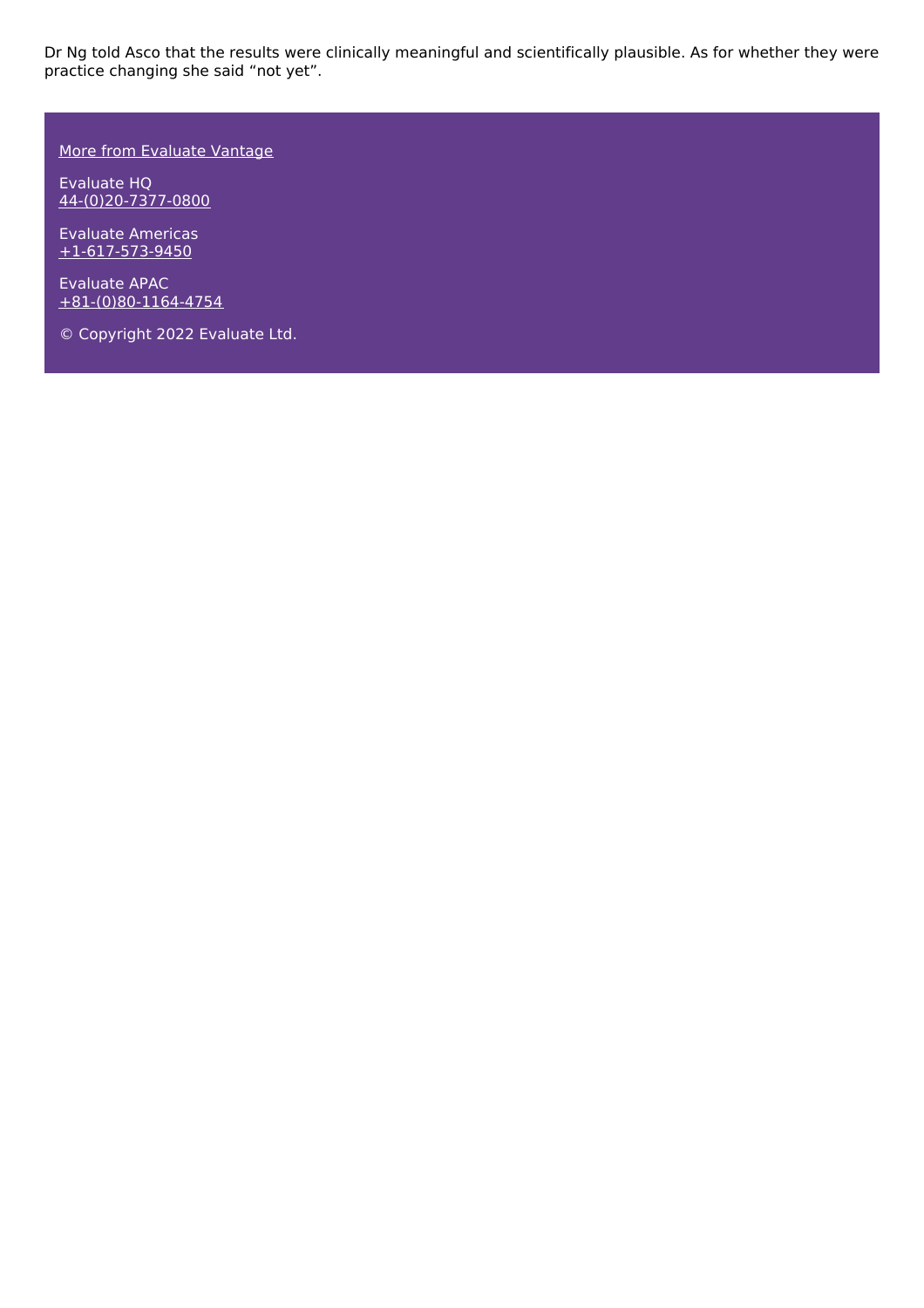Dr Ng told Asco that the results were clinically meaningful and scientifically plausible. As for whether they were practice changing she said "not yet".

More from Evaluate Vantage

Evaluate HQ
44-(0)20-7377-0800

Evaluate Americas
+1-617-573-9450

Evaluate APAC
+81-(0)80-1164-4754

© Copyright 2022 Evaluate Ltd.